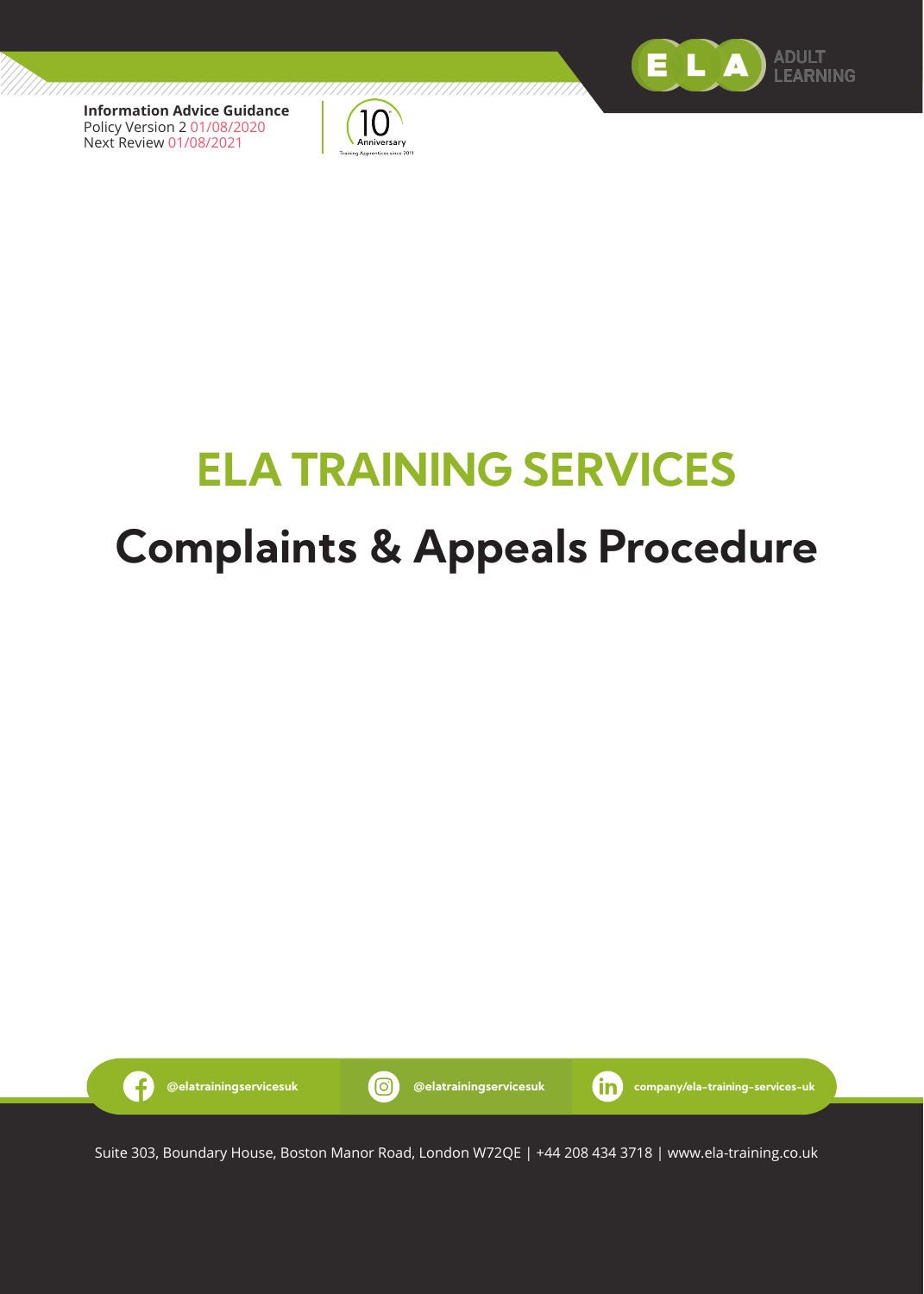**Information Advice Guidance**
Policy Version 2 01/08/2020
Next Review 01/08/2021

# ELA TRAINING SERVICES

# Complaints & Appeals Procedure

@elatrainingservicesuk | @elatrainingservicesuk | company/ela-training-services-uk

Suite 303, Boundary House, Boston Manor Road, London W72QE | +44 208 434 3718 | www.ela-training.co.uk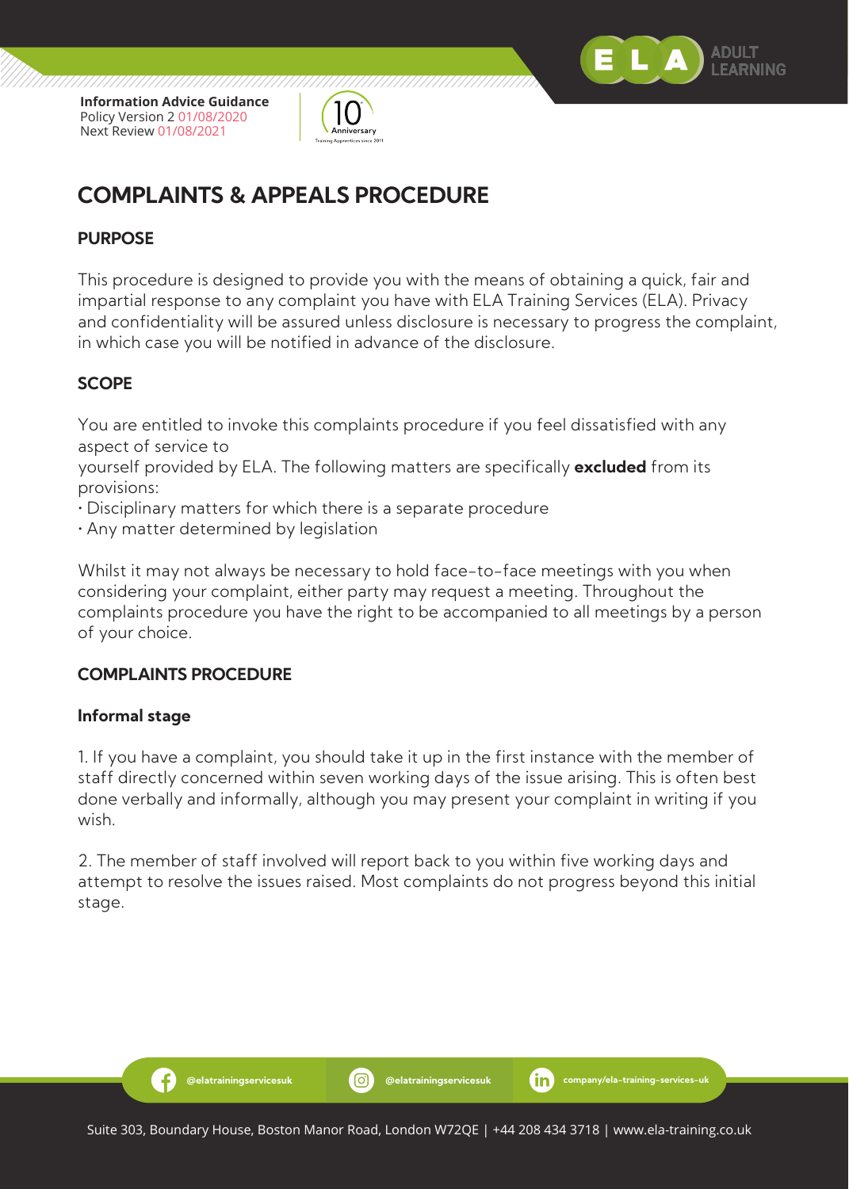# COMPLAINTS & APPEALS PROCEDURE

## PURPOSE

This procedure is designed to provide you with the means of obtaining a quick, fair and impartial response to any complaint you have with ELA Training Services (ELA). Privacy and confidentiality will be assured unless disclosure is necessary to progress the complaint, in which case you will be notified in advance of the disclosure.

## SCOPE

You are entitled to invoke this complaints procedure if you feel dissatisfied with any aspect of service to yourself provided by ELA. The following matters are specifically **excluded** from its provisions:

- Disciplinary matters for which there is a separate procedure
- Any matter determined by legislation

Whilst it may not always be necessary to hold face-to-face meetings with you when considering your complaint, either party may request a meeting. Throughout the complaints procedure you have the right to be accompanied to all meetings by a person of your choice.

## COMPLAINTS PROCEDURE

### Informal stage

1. If you have a complaint, you should take it up in the first instance with the member of staff directly concerned within seven working days of the issue arising. This is often best done verbally and informally, although you may present your complaint in writing if you wish.

2. The member of staff involved will report back to you within five working days and attempt to resolve the issues raised. Most complaints do not progress beyond this initial stage.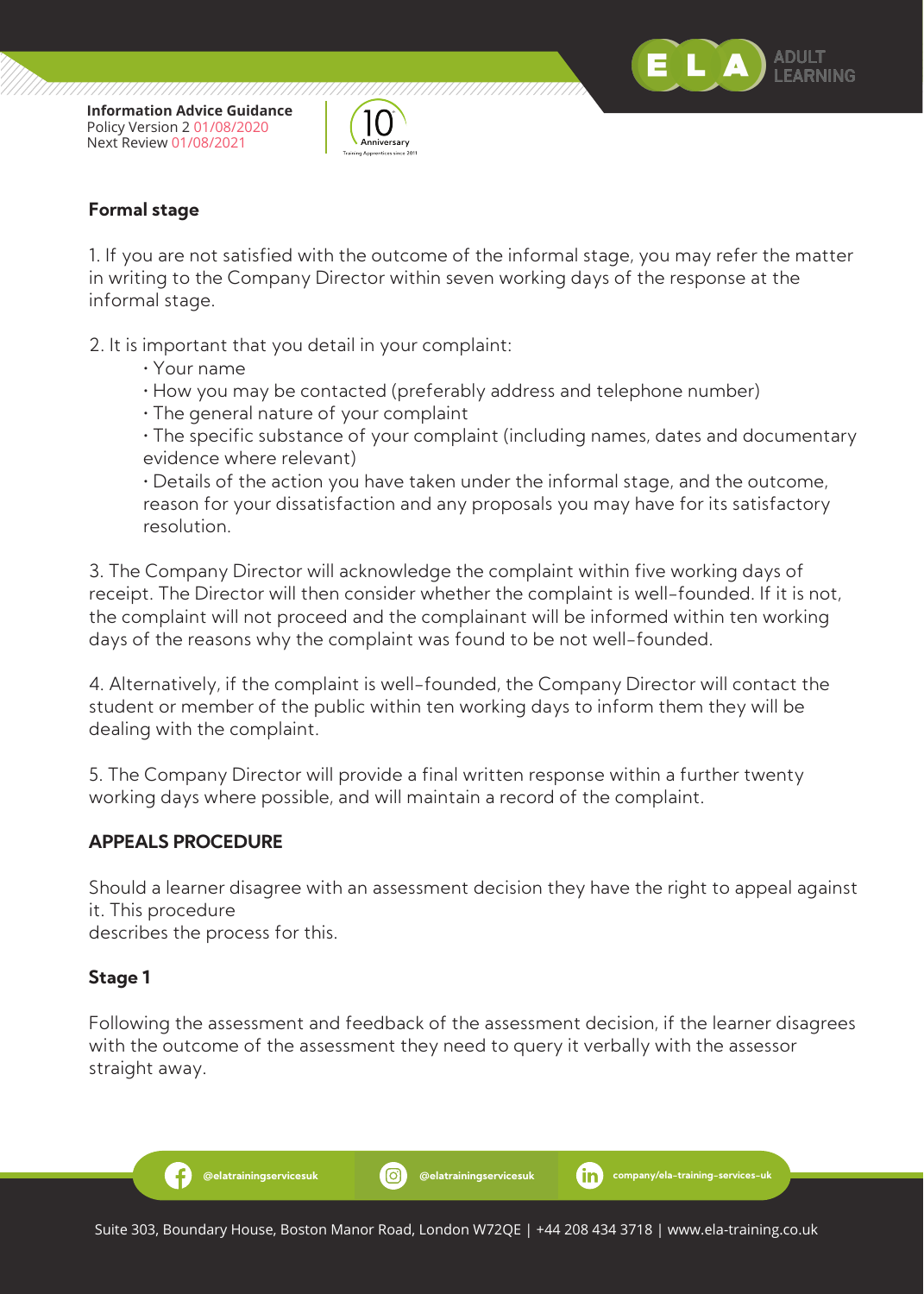**Formal stage**

1. If you are not satisfied with the outcome of the informal stage, you may refer the matter in writing to the Company Director within seven working days of the response at the informal stage.

2. It is important that you detail in your complaint:
   - Your name
   - How you may be contacted (preferably address and telephone number)
   - The general nature of your complaint
   - The specific substance of your complaint (including names, dates and documentary evidence where relevant)
   - Details of the action you have taken under the informal stage, and the outcome, reason for your dissatisfaction and any proposals you may have for its satisfactory resolution.

3. The Company Director will acknowledge the complaint within five working days of receipt. The Director will then consider whether the complaint is well-founded. If it is not, the complaint will not proceed and the complainant will be informed within ten working days of the reasons why the complaint was found to be not well-founded.

4. Alternatively, if the complaint is well-founded, the Company Director will contact the student or member of the public within ten working days to inform them they will be dealing with the complaint.

5. The Company Director will provide a final written response within a further twenty working days where possible, and will maintain a record of the complaint.

**APPEALS PROCEDURE**

Should a learner disagree with an assessment decision they have the right to appeal against it. This procedure
describes the process for this.

**Stage 1**

Following the assessment and feedback of the assessment decision, if the learner disagrees with the outcome of the assessment they need to query it verbally with the assessor straight away.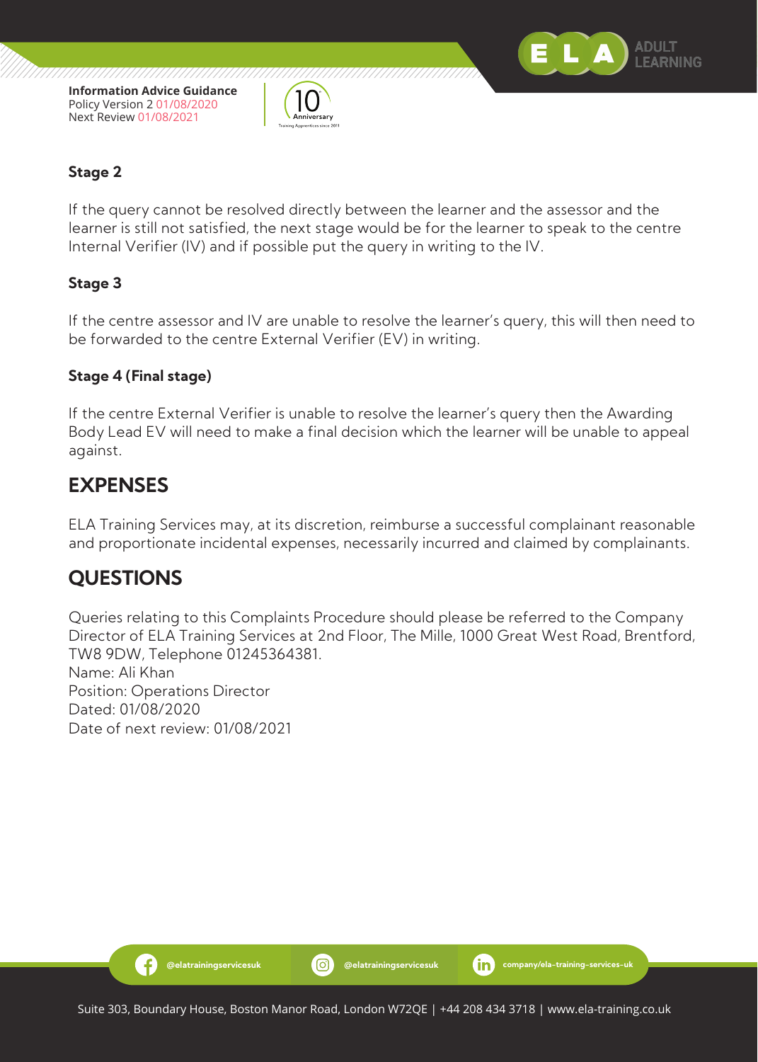### Stage 2

If the query cannot be resolved directly between the learner and the assessor and the learner is still not satisfied, the next stage would be for the learner to speak to the centre Internal Verifier (IV) and if possible put the query in writing to the IV.

### Stage 3

If the centre assessor and IV are unable to resolve the learner's query, this will then need to be forwarded to the centre External Verifier (EV) in writing.

### Stage 4 (Final stage)

If the centre External Verifier is unable to resolve the learner's query then the Awarding Body Lead EV will need to make a final decision which the learner will be unable to appeal against.

## EXPENSES

ELA Training Services may, at its discretion, reimburse a successful complainant reasonable and proportionate incidental expenses, necessarily incurred and claimed by complainants.

## QUESTIONS

Queries relating to this Complaints Procedure should please be referred to the Company Director of ELA Training Services at 2nd Floor, The Mille, 1000 Great West Road, Brentford, TW8 9DW, Telephone 01245364381.
Name: Ali Khan
Position: Operations Director
Dated: 01/08/2020
Date of next review: 01/08/2021